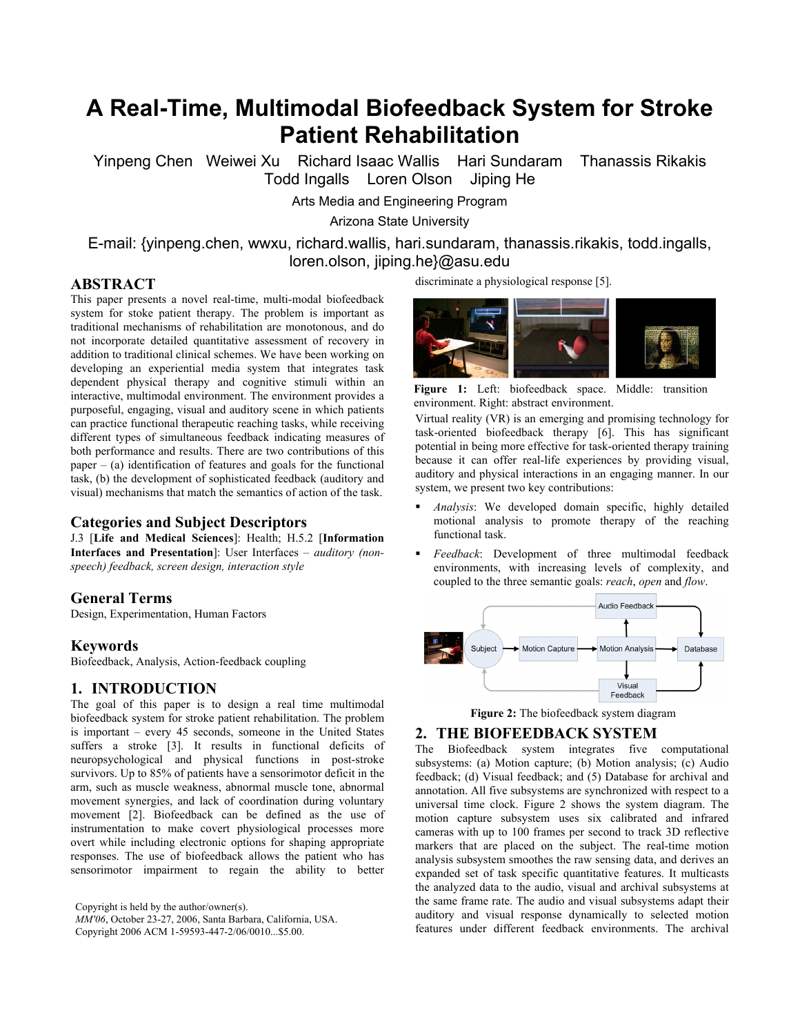# A Real-Time, Multimodal Biofeedback System for Stroke Patient Rehabilitation

Yinpeng Chen Weiwei Xu Richard Isaac Wallis Hari Sundaram Thanassis Rikakis Todd Ingalls Loren Olson Jiping He

Arts Media and Engineering Program

Arizona State University

E-mail: {yinpeng.chen, wwxu, richard.wallis, hari.sundaram, thanassis.rikakis, todd.ingalls, loren.olson, jiping.he}@asu.edu

## ABSTRACT

This paper presents a novel real-time, multi-modal biofeedback system for stoke patient therapy. The problem is important as traditional mechanisms of rehabilitation are monotonous, and do not incorporate detailed quantitative assessment of recovery in addition to traditional clinical schemes. We have been working on developing an experiential media system that integrates task dependent physical therapy and cognitive stimuli within an interactive, multimodal environment. The environment provides a purposeful, engaging, visual and auditory scene in which patients can practice functional therapeutic reaching tasks, while receiving different types of simultaneous feedback indicating measures of both performance and results. There are two contributions of this paper – (a) identification of features and goals for the functional task, (b) the development of sophisticated feedback (auditory and visual) mechanisms that match the semantics of action of the task.

## Categories and Subject Descriptors

J.3 [**Life and Medical Sciences**]: Health; H.5.2 [**Information Interfaces and Presentation**]: User Interfaces – *auditory (non-speech) feedback, screen design, interaction style*

## General Terms

Design, Experimentation, Human Factors

## Keywords

Biofeedback, Analysis, Action-feedback coupling

## 1. INTRODUCTION

The goal of this paper is to design a real time multimodal biofeedback system for stroke patient rehabilitation. The problem is important – every 45 seconds, someone in the United States suffers a stroke [3]. It results in functional deficits of neuropsychological and physical functions in post-stroke survivors. Up to 85% of patients have a sensorimotor deficit in the arm, such as muscle weakness, abnormal muscle tone, abnormal movement synergies, and lack of coordination during voluntary movement [2]. Biofeedback can be defined as the use of instrumentation to make covert physiological processes more overt while including electronic options for shaping appropriate responses. The use of biofeedback allows the patient who has sensorimotor impairment to regain the ability to better discriminate a physiological response [5].

**Figure 1:** Left: biofeedback space. Middle: transition environment. Right: abstract environment.

Virtual reality (VR) is an emerging and promising technology for task-oriented biofeedback therapy [6]. This has significant potential in being more effective for task-oriented therapy training because it can offer real-life experiences by providing visual, auditory and physical interactions in an engaging manner. In our system, we present two key contributions:

- *Analysis*: We developed domain specific, highly detailed motional analysis to promote therapy of the reaching functional task.
- *Feedback*: Development of three multimodal feedback environments, with increasing levels of complexity, and coupled to the three semantic goals: *reach*, *open* and *flow*.

**Figure 2:** The biofeedback system diagram

## 2. THE BIOFEEDBACK SYSTEM

The Biofeedback system integrates five computational subsystems: (a) Motion capture; (b) Motion analysis; (c) Audio feedback; (d) Visual feedback; and (5) Database for archival and annotation. All five subsystems are synchronized with respect to a universal time clock. Figure 2 shows the system diagram. The motion capture subsystem uses six calibrated and infrared cameras with up to 100 frames per second to track 3D reflective markers that are placed on the subject. The real-time motion analysis subsystem smoothes the raw sensing data, and derives an expanded set of task specific quantitative features. It multicasts the analyzed data to the audio, visual and archival subsystems at the same frame rate. The audio and visual subsystems adapt their auditory and visual response dynamically to selected motion features under different feedback environments. The archival

Copyright is held by the author/owner(s).
*MM'06*, October 23-27, 2006, Santa Barbara, California, USA.
Copyright 2006 ACM 1-59593-447-2/06/0010...$5.00.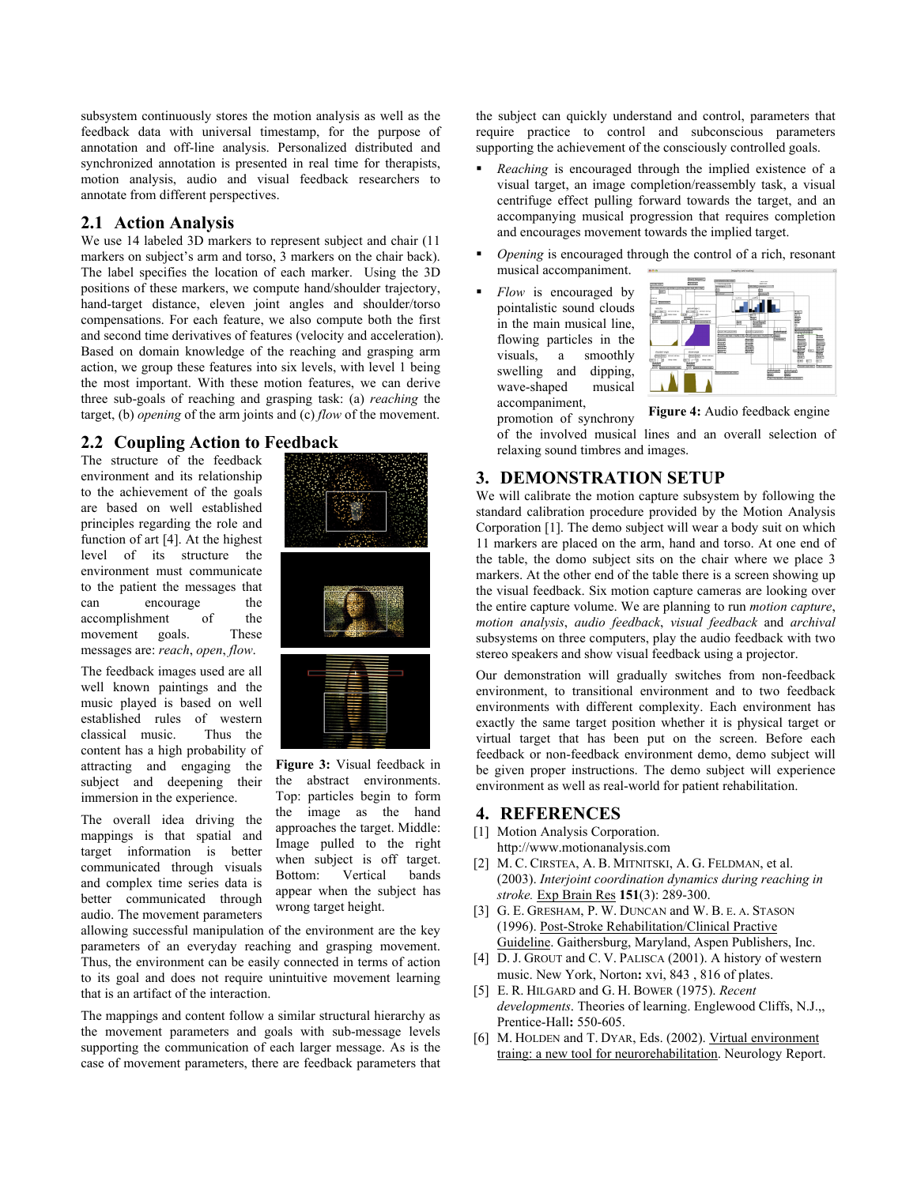subsystem continuously stores the motion analysis as well as the feedback data with universal timestamp, for the purpose of annotation and off-line analysis. Personalized distributed and synchronized annotation is presented in real time for therapists, motion analysis, audio and visual feedback researchers to annotate from different perspectives.

## 2.1 Action Analysis

We use 14 labeled 3D markers to represent subject and chair (11 markers on subject's arm and torso, 3 markers on the chair back). The label specifies the location of each marker. Using the 3D positions of these markers, we compute hand/shoulder trajectory, hand-target distance, eleven joint angles and shoulder/torso compensations. For each feature, we also compute both the first and second time derivatives of features (velocity and acceleration). Based on domain knowledge of the reaching and grasping arm action, we group these features into six levels, with level 1 being the most important. With these motion features, we can derive three sub-goals of reaching and grasping task: (a) *reaching* the target, (b) *opening* of the arm joints and (c) *flow* of the movement.

## 2.2 Coupling Action to Feedback

The structure of the feedback environment and its relationship to the achievement of the goals are based on well established principles regarding the role and function of art [4]. At the highest level of its structure the environment must communicate to the patient the messages that can encourage the accomplishment of the movement goals. These messages are: *reach*, *open*, *flow*.

The feedback images used are all well known paintings and the music played is based on well established rules of western classical music. Thus the content has a high probability of attracting and engaging the subject and deepening their immersion in the experience.

**Figure 3:** Visual feedback in the abstract environments. Top: particles begin to form the image as the hand approaches the target. Middle: Image pulled to the right when subject is off target. Bottom: Vertical bands appear when the subject has wrong target height.

The overall idea driving the mappings is that spatial and target information is better communicated through visuals and complex time series data is better communicated through audio. The movement parameters allowing successful manipulation of the environment are the key parameters of an everyday reaching and grasping movement. Thus, the environment can be easily connected in terms of action to its goal and does not require unintuitive movement learning that is an artifact of the interaction.

The mappings and content follow a similar structural hierarchy as the movement parameters and goals with sub-message levels supporting the communication of each larger message. As is the case of movement parameters, there are feedback parameters that the subject can quickly understand and control, parameters that require practice to control and subconscious parameters supporting the achievement of the consciously controlled goals.

- *Reaching* is encouraged through the implied existence of a visual target, an image completion/reassembly task, a visual centrifuge effect pulling forward towards the target, and an accompanying musical progression that requires completion and encourages movement towards the implied target.
- *Opening* is encouraged through the control of a rich, resonant musical accompaniment.
- *Flow* is encouraged by pointalistic sound clouds in the main musical line, flowing particles in the visuals, a smoothly swelling and dipping, wave-shaped musical accompaniment, promotion of synchrony of the involved musical lines and an overall selection of relaxing sound timbres and images.

**Figure 4:** Audio feedback engine

# 3. DEMONSTRATION SETUP

We will calibrate the motion capture subsystem by following the standard calibration procedure provided by the Motion Analysis Corporation [1]. The demo subject will wear a body suit on which 11 markers are placed on the arm, hand and torso. At one end of the table, the domo subject sits on the chair where we place 3 markers. At the other end of the table there is a screen showing up the visual feedback. Six motion capture cameras are looking over the entire capture volume. We are planning to run *motion capture*, *motion analysis*, *audio feedback*, *visual feedback* and *archival* subsystems on three computers, play the audio feedback with two stereo speakers and show visual feedback using a projector.

Our demonstration will gradually switches from non-feedback environment, to transitional environment and to two feedback environments with different complexity. Each environment has exactly the same target position whether it is physical target or virtual target that has been put on the screen. Before each feedback or non-feedback environment demo, demo subject will be given proper instructions. The demo subject will experience environment as well as real-world for patient rehabilitation.

# 4. REFERENCES

[1] Motion Analysis Corporation. http://www.motionanalysis.com

[2] M. C. Cirstea, A. B. Mitnitski, A. G. Feldman, et al. (2003). *Interjoint coordination dynamics during reaching in stroke.* Exp Brain Res **151**(3): 289-300.

[3] G. E. Gresham, P. W. Duncan and W. B. e. a. Stason (1996). Post-Stroke Rehabilitation/Clinical Practive Guideline. Gaithersburg, Maryland, Aspen Publishers, Inc.

[4] D. J. Grout and C. V. Palisca (2001). A history of western music. New York, Norton**:** xvi, 843 , 816 of plates.

[5] E. R. Hilgard and G. H. Bower (1975). *Recent developments*. Theories of learning. Englewood Cliffs, N.J.,, Prentice-Hall**:** 550-605.

[6] M. Holden and T. Dyar, Eds. (2002). Virtual environment traing: a new tool for neurorehabilitation. Neurology Report.